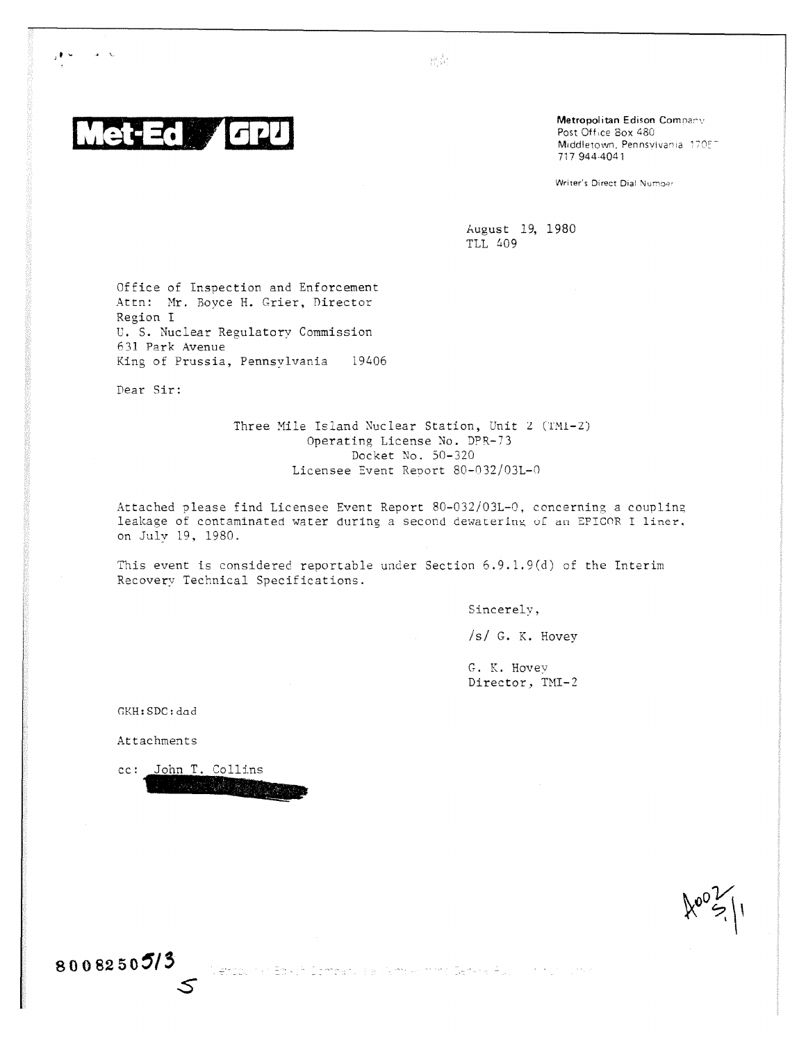**Met-Ed / GPU**

**Metropolitan Edison Company**
Post Office Box 480
Middletown, Pennsylvania 17057
717 944-4041

Writer's Direct Dial Number

August 19, 1980
TLL 409

Office of Inspection and Enforcement
Attn: Mr. Boyce H. Grier, Director
Region I
U. S. Nuclear Regulatory Commission
631 Park Avenue
King of Prussia, Pennsylvania 19406

Dear Sir:

Three Mile Island Nuclear Station, Unit 2 (TMI-2)
Operating License No. DPR-73
Docket No. 50-320
Licensee Event Report 80-032/03L-0

Attached please find Licensee Event Report 80-032/03L-0, concerning a coupling leakage of contaminated water during a second dewatering of an EPICOR I liner, on July 19, 1980.

This event is considered reportable under Section 6.9.1.9(d) of the Interim Recovery Technical Specifications.

Sincerely,

/s/ G. K. Hovey

G. K. Hovey
Director, TMI-2

GKH:SDC:dad

Attachments

cc: John T. Collins

8008250513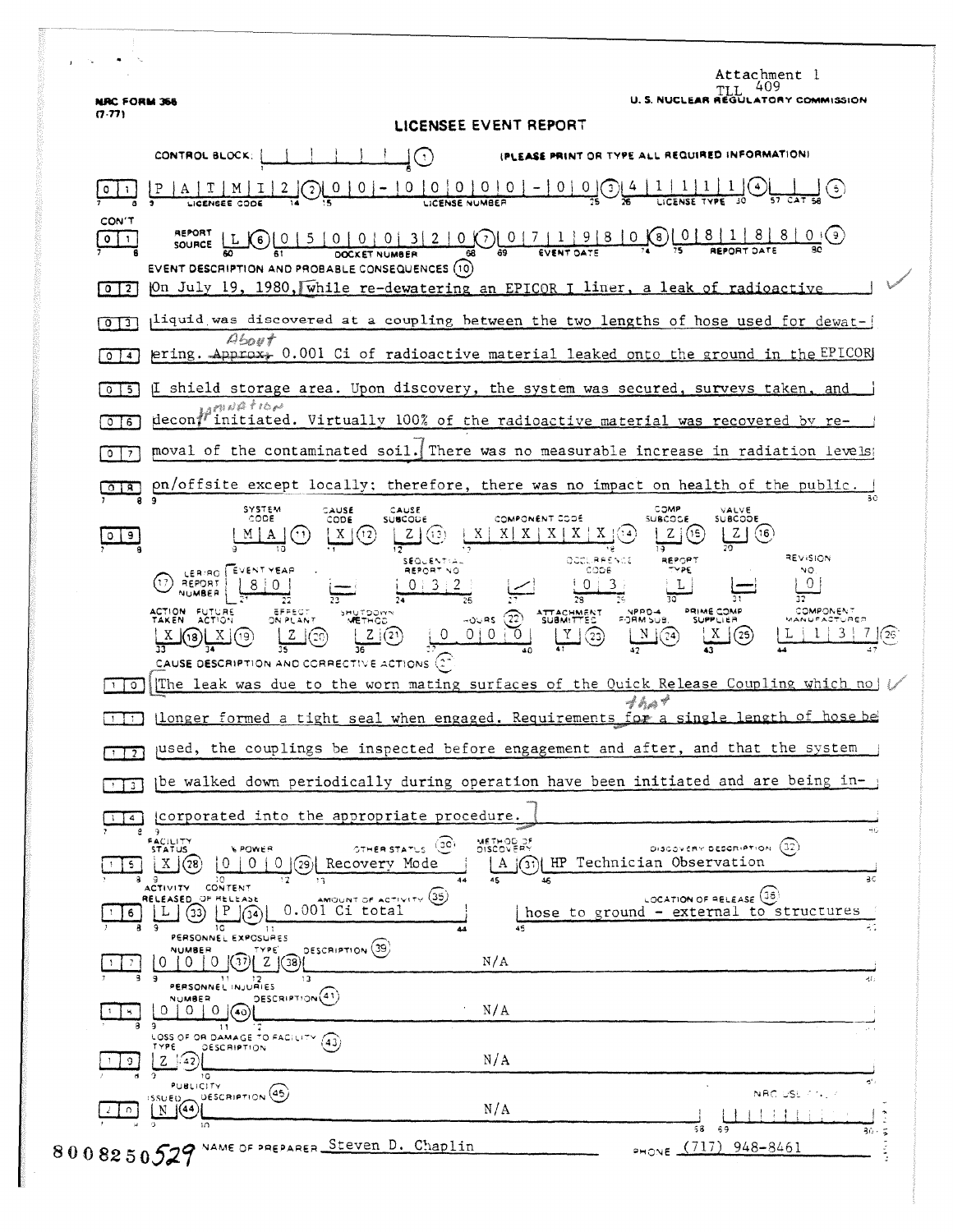Attachment 1
TLL 409

NRC FORM 366
(7-77)

U. S. NUCLEAR REGULATORY COMMISSION

# LICENSEE EVENT REPORT

CONTROL BLOCK: [ | | | | | | ] (1) (PLEASE PRINT OR TYPE ALL REQUIRED INFORMATION)

| 0 | 1 | P A T M I 2 (2) | 0 0 - 0 0 0 0 0 - 0 0 (3) | 4 1 1 1 1 (4) | [ ] (5) |
|---|---|---|---|---|---|
| | | LICENSEE CODE | LICENSE NUMBER | LICENSE TYPE | CAT |

CON'T

| 0 1 | REPORT SOURCE L (6) | 0 5 0 0 0 3 2 0 (7) | 0 7 1 9 8 0 (8) | 0 8 1 8 8 0 (9) |
|---|---|---|---|---|
| | | DOCKET NUMBER | EVENT DATE | REPORT DATE |

EVENT DESCRIPTION AND PROBABLE CONSEQUENCES (10)

0 2 On July 19, 1980, while re-dewatering an EPICOR I liner, a leak of radioactive
0 3 liquid was discovered at a coupling between the two lengths of hose used for dewat-
0 4 ering. ~~Approx.~~ About 0.001 Ci of radioactive material leaked onto the ground in the EPICOR
0 5 I shield storage area. Upon discovery, the system was secured, surveys taken, and
0 6 decon~~.~~tamination initiated. Virtually 100% of the radioactive material was recovered by re-
0 7 moval of the contaminated soil. There was no measurable increase in radiation levels
0 8 on/offsite except locally; therefore, there was no impact on health of the public.

| SYSTEM CODE | CAUSE CODE | CAUSE SUBCODE | COMPONENT CODE | COMP SUBCODE | VALVE SUBCODE |
|---|---|---|---|---|---|
| M A (11) | X (12) | Z (13) | X X X X X X (14) | Z (15) | Z (16) |

| (17) LER/RO REPORT NUMBER | EVENT YEAR | | SEQUENTIAL REPORT NO. | | OCCURRENCE CODE | REPORT TYPE | | REVISION NO. |
|---|---|---|---|---|---|---|---|---|
| | 8 0 | — | 0 3 2 | / | 0 3 | L | — | 0 |

| ACTION TAKEN | FUTURE ACTION | EFFECT ON PLANT | SHUTDOWN METHOD | HOURS (22) | ATTACHMENT SUBMITTED | NPRD-4 FORM SUB. | PRIME COMP SUPPLIER | COMPONENT MANUFACTURER |
|---|---|---|---|---|---|---|---|---|
| X (18) | X (19) | Z (20) | Z (21) | 0 0 0 0 | Y (23) | N (24) | X (25) | L 1 3 7 (26) |

CAUSE DESCRIPTION AND CORRECTIVE ACTIONS (27)

1 0 The leak was due to the worn mating surfaces of the Quick Release Coupling which no
1 1 longer formed a tight seal when engaged. Requirements ~~for~~ that a single length of hose be
1 2 used, the couplings be inspected before engagement and after, and that the system
1 3 be walked down periodically during operation have been initiated and are being in-
1 4 corporated into the appropriate procedure.

| FACILITY STATUS | % POWER | OTHER STATUS (30) | METHOD OF DISCOVERY | DISCOVERY DESCRIPTION (32) |
|---|---|---|---|---|
| 1 5 X (28) | 0 0 0 (29) | Recovery Mode | A (31) | HP Technician Observation |

| ACTIVITY RELEASED | CONTENT OF RELEASE | AMOUNT OF ACTIVITY (35) | LOCATION OF RELEASE (36) |
|---|---|---|---|
| 1 6 L (33) | P (34) | 0.001 Ci total | hose to ground - external to structures |

PERSONNEL EXPOSURES

| NUMBER | TYPE | DESCRIPTION (39) |
|---|---|---|
| 1 7 0 0 0 (37) | Z (38) | N/A |

PERSONNEL INJURIES

| NUMBER | DESCRIPTION (41) |
|---|---|
| 1 8 0 0 0 (40) | N/A |

LOSS OF OR DAMAGE TO FACILITY (43)

| TYPE | DESCRIPTION |
|---|---|
| 1 9 Z (42) | N/A |

PUBLICITY

| ISSUED | DESCRIPTION (45) | NRC USE ONLY |
|---|---|---|
| 2 0 N (44) | N/A | |

8008250529 NAME OF PREPARER Steven D. Chaplin PHONE (717) 948-8461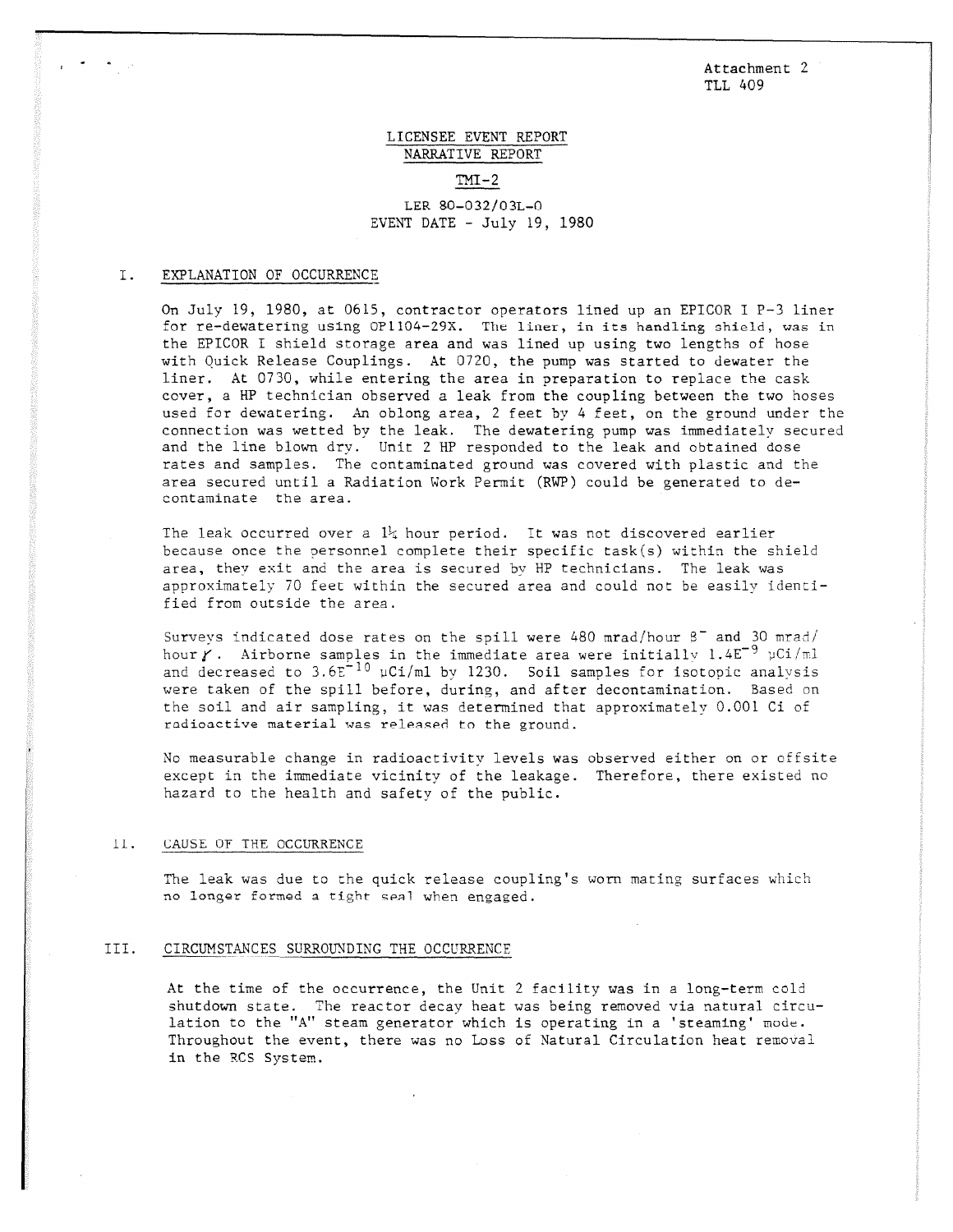Attachment 2
TLL 409

LICENSEE EVENT REPORT
NARRATIVE REPORT

TMI-2

LER 80-032/03L-0
EVENT DATE - July 19, 1980

## I. EXPLANATION OF OCCURRENCE

On July 19, 1980, at 0615, contractor operators lined up an EPICOR I P-3 liner for re-dewatering using OP1104-29X. The liner, in its handling shield, was in the EPICOR I shield storage area and was lined up using two lengths of hose with Quick Release Couplings. At 0720, the pump was started to dewater the liner. At 0730, while entering the area in preparation to replace the cask cover, a HP technician observed a leak from the coupling between the two hoses used for dewatering. An oblong area, 2 feet by 4 feet, on the ground under the connection was wetted by the leak. The dewatering pump was immediately secured and the line blown dry. Unit 2 HP responded to the leak and obtained dose rates and samples. The contaminated ground was covered with plastic and the area secured until a Radiation Work Permit (RWP) could be generated to decontaminate the area.

The leak occurred over a 1¼ hour period. It was not discovered earlier because once the personnel complete their specific task(s) within the shield area, they exit and the area is secured by HP technicians. The leak was approximately 70 feet within the secured area and could not be easily identified from outside the area.

Surveys indicated dose rates on the spill were 480 mrad/hour $\beta^-$ and 30 mrad/hour $\gamma$. Airborne samples in the immediate area were initially $1.4E^{-9}$ µCi/ml and decreased to $3.6E^{-10}$ µCi/ml by 1230. Soil samples for isotopic analysis were taken of the spill before, during, and after decontamination. Based on the soil and air sampling, it was determined that approximately 0.001 Ci of radioactive material was released to the ground.

No measurable change in radioactivity levels was observed either on or offsite except in the immediate vicinity of the leakage. Therefore, there existed no hazard to the health and safety of the public.

## II. CAUSE OF THE OCCURRENCE

The leak was due to the quick release coupling's worn mating surfaces which no longer formed a tight seal when engaged.

## III. CIRCUMSTANCES SURROUNDING THE OCCURRENCE

At the time of the occurrence, the Unit 2 facility was in a long-term cold shutdown state. The reactor decay heat was being removed via natural circulation to the "A" steam generator which is operating in a 'steaming' mode. Throughout the event, there was no Loss of Natural Circulation heat removal in the RCS System.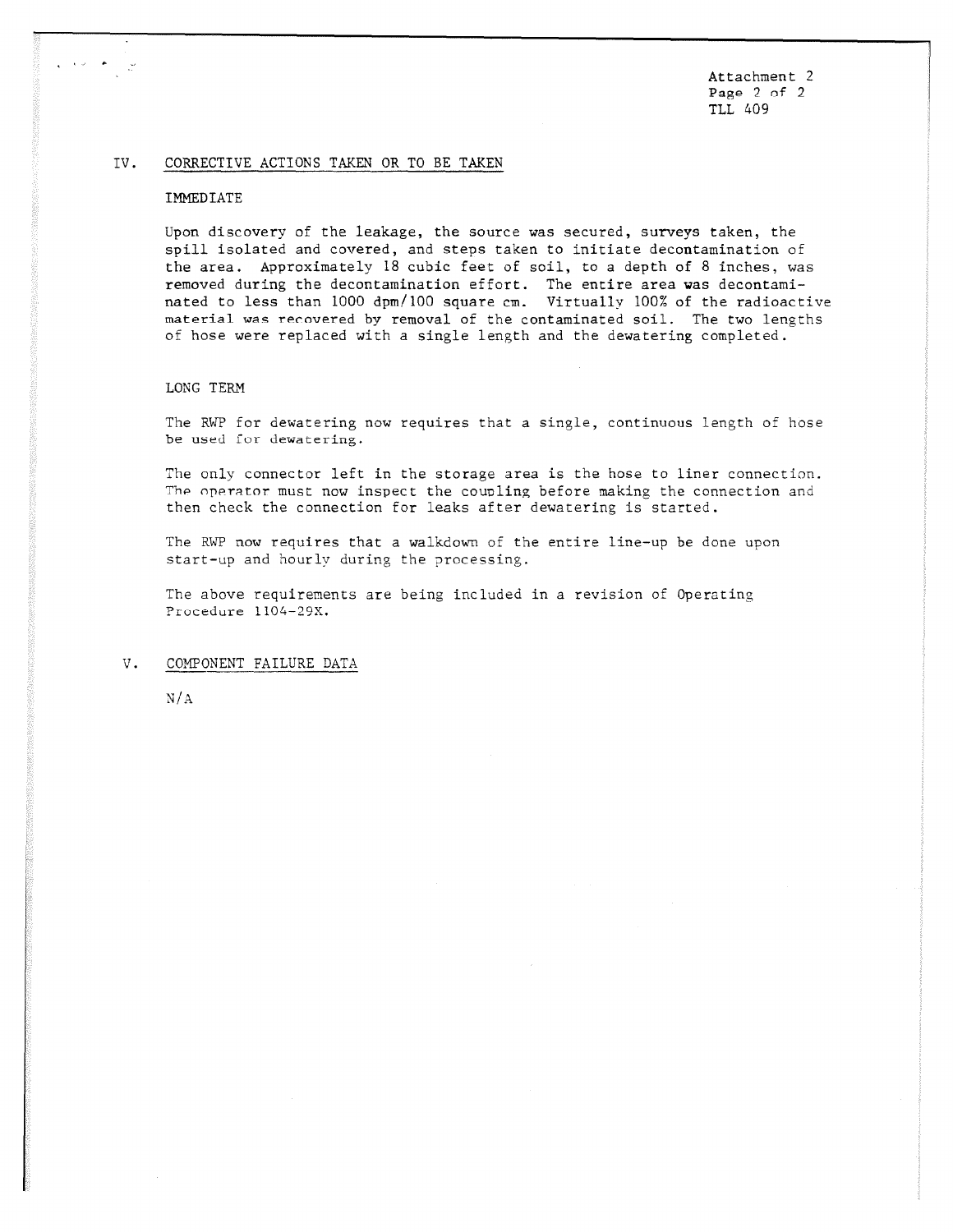Attachment 2
TLL 409

## IV. CORRECTIVE ACTIONS TAKEN OR TO BE TAKEN

### IMMEDIATE

Upon discovery of the leakage, the source was secured, surveys taken, the spill isolated and covered, and steps taken to initiate decontamination of the area. Approximately 18 cubic feet of soil, to a depth of 8 inches, was removed during the decontamination effort. The entire area was decontaminated to less than 1000 dpm/100 square cm. Virtually 100% of the radioactive material was recovered by removal of the contaminated soil. The two lengths of hose were replaced with a single length and the dewatering completed.

### LONG TERM

The RWP for dewatering now requires that a single, continuous length of hose be used for dewatering.

The only connector left in the storage area is the hose to liner connection. The operator must now inspect the coupling before making the connection and then check the connection for leaks after dewatering is started.

The RWP now requires that a walkdown of the entire line-up be done upon start-up and hourly during the processing.

The above requirements are being included in a revision of Operating Procedure 1104-29X.

## V. COMPONENT FAILURE DATA

N/A